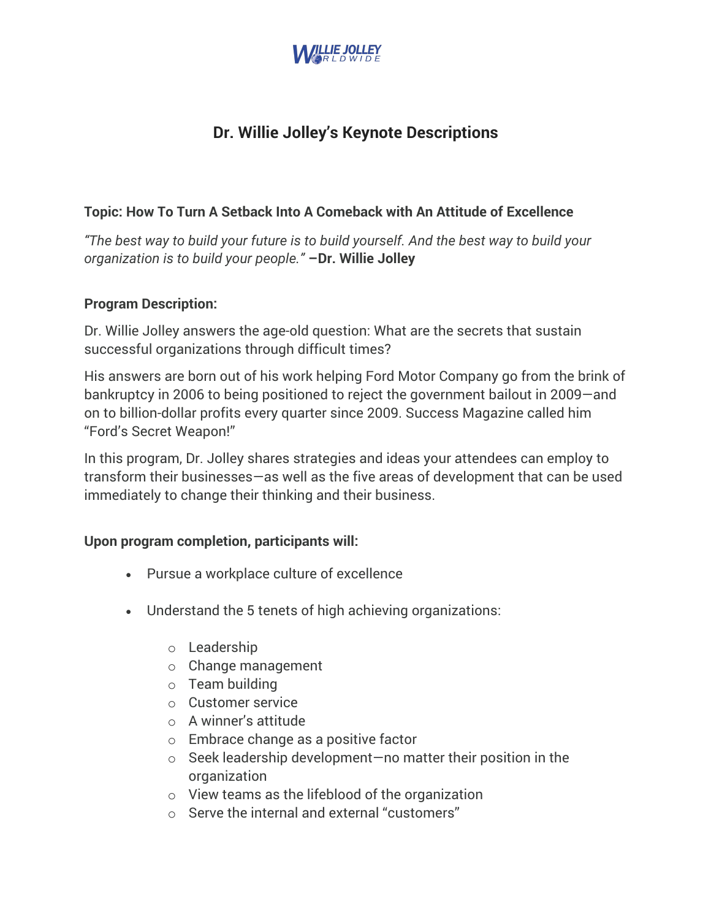# Dr. Willie Jolley's Keynote Descriptions

**Topic: How To Turn A Setback Into A Comeback with An Attitude of Excellence**

*"The best way to build your future is to build yourself. And the best way to build your organization is to build your people."* **–Dr. Willie Jolley**

**Program Description:**

Dr. Willie Jolley answers the age-old question: What are the secrets that sustain successful organizations through difficult times?

His answers are born out of his work helping Ford Motor Company go from the brink of bankruptcy in 2006 to being positioned to reject the government bailout in 2009—and on to billion-dollar profits every quarter since 2009. Success Magazine called him "Ford's Secret Weapon!"

In this program, Dr. Jolley shares strategies and ideas your attendees can employ to transform their businesses—as well as the five areas of development that can be used immediately to change their thinking and their business.

**Upon program completion, participants will:**

- Pursue a workplace culture of excellence
- Understand the 5 tenets of high achieving organizations:
  - Leadership
  - Change management
  - Team building
  - Customer service
  - A winner's attitude
  - Embrace change as a positive factor
  - Seek leadership development—no matter their position in the organization
  - View teams as the lifeblood of the organization
  - Serve the internal and external "customers"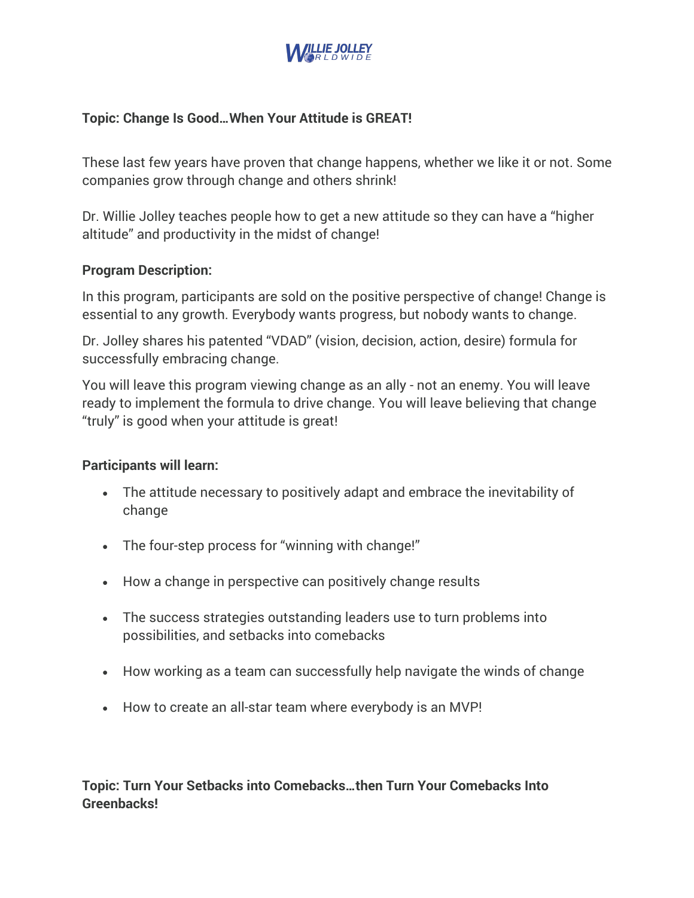**Topic: Change Is Good…When Your Attitude is GREAT!**

These last few years have proven that change happens, whether we like it or not. Some companies grow through change and others shrink!

Dr. Willie Jolley teaches people how to get a new attitude so they can have a "higher altitude" and productivity in the midst of change!

**Program Description:**

In this program, participants are sold on the positive perspective of change! Change is essential to any growth. Everybody wants progress, but nobody wants to change.

Dr. Jolley shares his patented "VDAD" (vision, decision, action, desire) formula for successfully embracing change.

You will leave this program viewing change as an ally - not an enemy. You will leave ready to implement the formula to drive change. You will leave believing that change "truly" is good when your attitude is great!

**Participants will learn:**

- The attitude necessary to positively adapt and embrace the inevitability of change
- The four-step process for "winning with change!"
- How a change in perspective can positively change results
- The success strategies outstanding leaders use to turn problems into possibilities, and setbacks into comebacks
- How working as a team can successfully help navigate the winds of change
- How to create an all-star team where everybody is an MVP!

**Topic: Turn Your Setbacks into Comebacks…then Turn Your Comebacks Into Greenbacks!**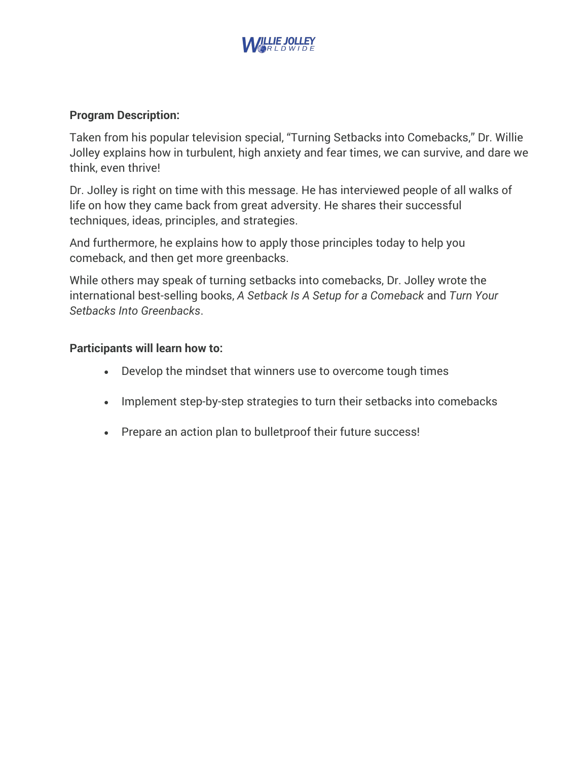**Program Description:**

Taken from his popular television special, "Turning Setbacks into Comebacks," Dr. Willie Jolley explains how in turbulent, high anxiety and fear times, we can survive, and dare we think, even thrive!

Dr. Jolley is right on time with this message. He has interviewed people of all walks of life on how they came back from great adversity. He shares their successful techniques, ideas, principles, and strategies.

And furthermore, he explains how to apply those principles today to help you comeback, and then get more greenbacks.

While others may speak of turning setbacks into comebacks, Dr. Jolley wrote the international best-selling books, *A Setback Is A Setup for a Comeback* and *Turn Your Setbacks Into Greenbacks*.

**Participants will learn how to:**

- Develop the mindset that winners use to overcome tough times
- Implement step-by-step strategies to turn their setbacks into comebacks
- Prepare an action plan to bulletproof their future success!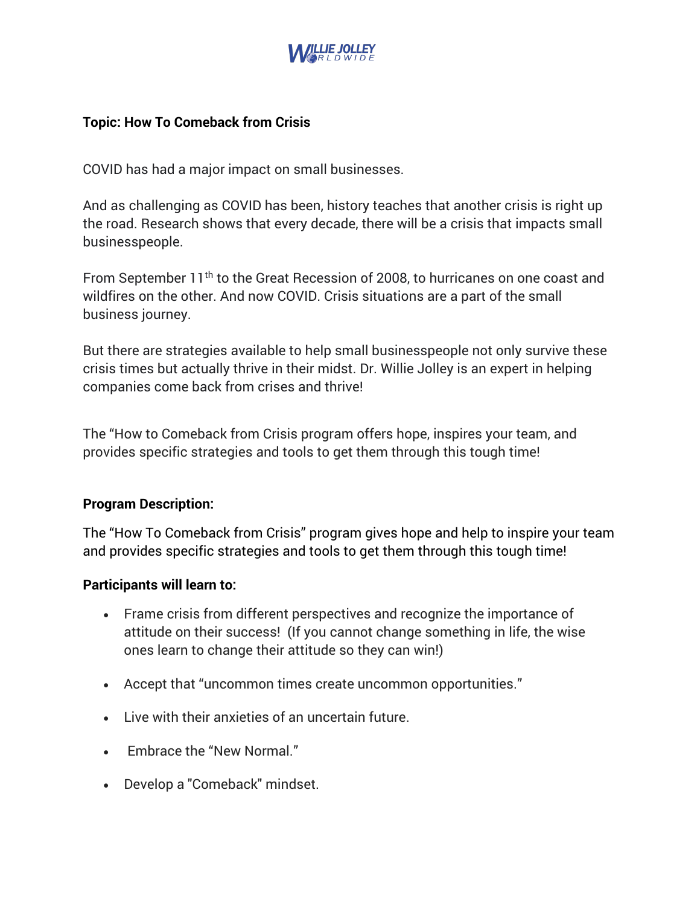**Topic: How To Comeback from Crisis**

COVID has had a major impact on small businesses.

And as challenging as COVID has been, history teaches that another crisis is right up the road. Research shows that every decade, there will be a crisis that impacts small businesspeople.

From September 11th to the Great Recession of 2008, to hurricanes on one coast and wildfires on the other. And now COVID. Crisis situations are a part of the small business journey.

But there are strategies available to help small businesspeople not only survive these crisis times but actually thrive in their midst. Dr. Willie Jolley is an expert in helping companies come back from crises and thrive!

The "How to Comeback from Crisis program offers hope, inspires your team, and provides specific strategies and tools to get them through this tough time!

**Program Description:**

The "How To Comeback from Crisis" program gives hope and help to inspire your team and provides specific strategies and tools to get them through this tough time!

**Participants will learn to:**

- Frame crisis from different perspectives and recognize the importance of attitude on their success! (If you cannot change something in life, the wise ones learn to change their attitude so they can win!)
- Accept that "uncommon times create uncommon opportunities."
- Live with their anxieties of an uncertain future.
- Embrace the "New Normal."
- Develop a "Comeback" mindset.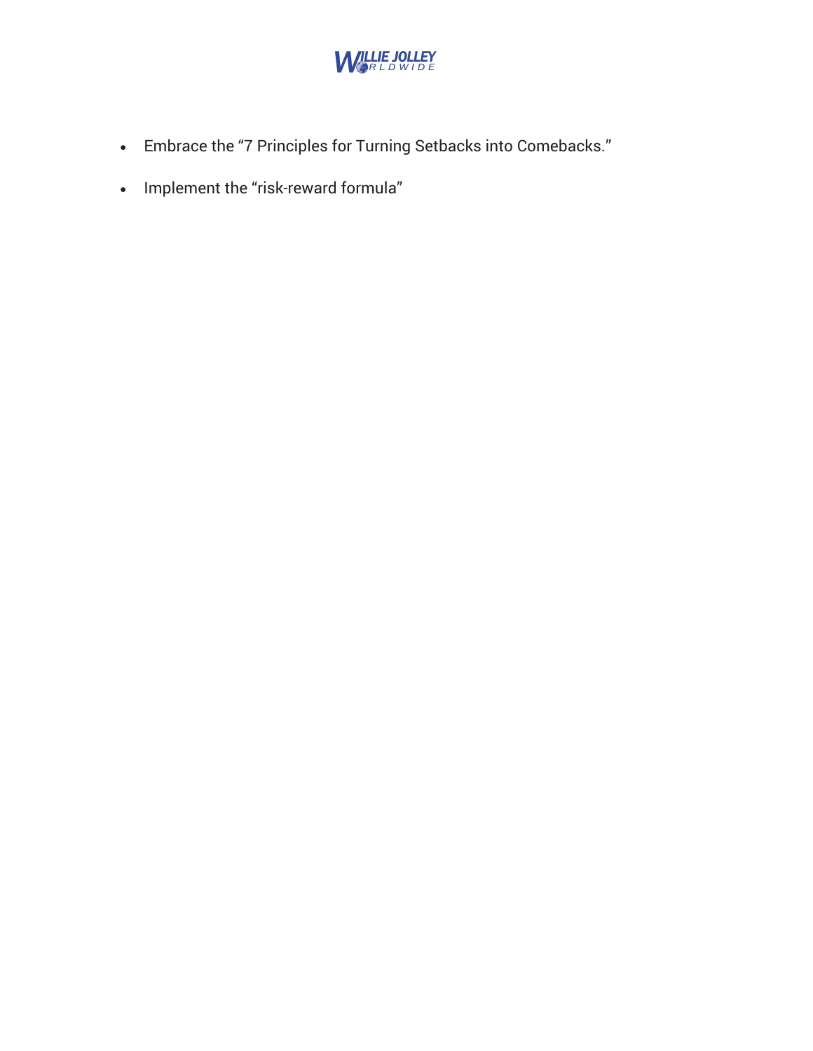- Embrace the “7 Principles for Turning Setbacks into Comebacks.”
- Implement the “risk-reward formula”